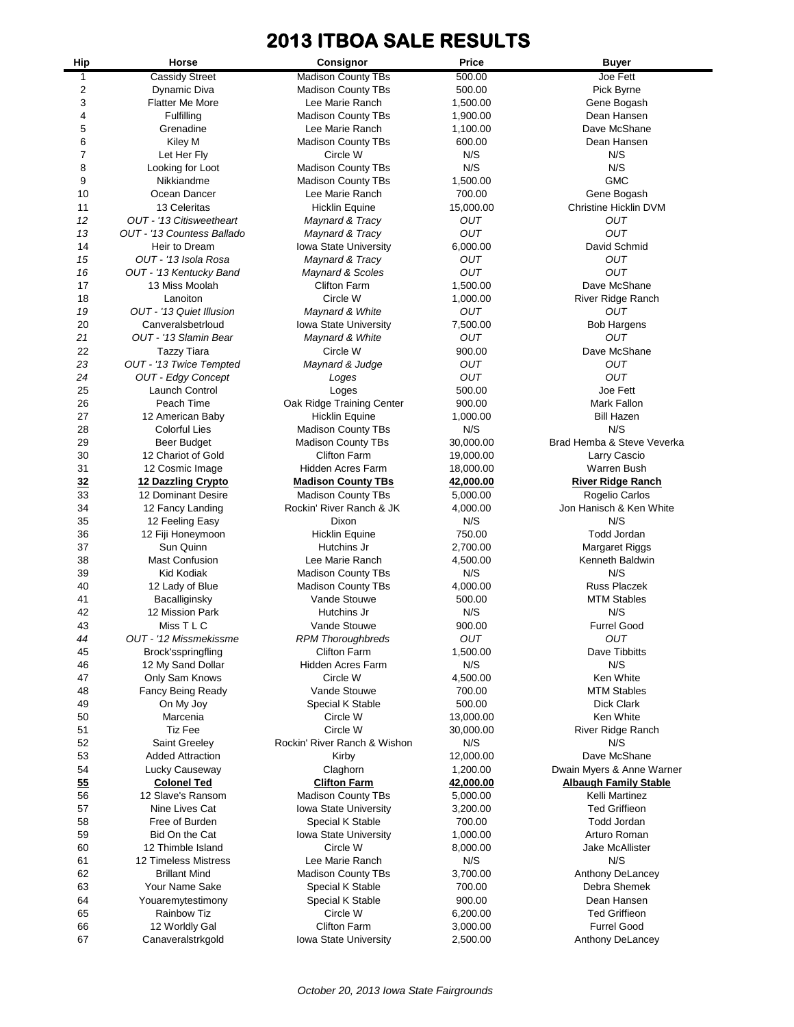# 2013 ITBOA SALE RESULTS

| Hip | Horse | Consignor | Price | Buyer |
|---|---|---|---|---|
| 1 | Cassidy Street | Madison County TBs | 500.00 | Joe Fett |
| 2 | Dynamic Diva | Madison County TBs | 500.00 | Pick Byrne |
| 3 | Flatter Me More | Lee Marie Ranch | 1,500.00 | Gene Bogash |
| 4 | Fulfilling | Madison County TBs | 1,900.00 | Dean Hansen |
| 5 | Grenadine | Lee Marie Ranch | 1,100.00 | Dave McShane |
| 6 | Kiley M | Madison County TBs | 600.00 | Dean Hansen |
| 7 | Let Her Fly | Circle W | N/S | N/S |
| 8 | Looking for Loot | Madison County TBs | N/S | N/S |
| 9 | Nikkiandme | Madison County TBs | 1,500.00 | GMC |
| 10 | Ocean Dancer | Lee Marie Ranch | 700.00 | Gene Bogash |
| 11 | 13 Celeritas | Hicklin Equine | 15,000.00 | Christine Hicklin DVM |
| *12* | *OUT - '13 Citisweetheart* | *Maynard & Tracy* | *OUT* | *OUT* |
| *13* | *OUT - '13 Countess Ballado* | *Maynard & Tracy* | *OUT* | *OUT* |
| 14 | Heir to Dream | Iowa State University | 6,000.00 | David Schmid |
| *15* | *OUT - '13 Isola Rosa* | *Maynard & Tracy* | *OUT* | *OUT* |
| *16* | *OUT - '13 Kentucky Band* | *Maynard & Scoles* | *OUT* | *OUT* |
| 17 | 13 Miss Moolah | Clifton Farm | 1,500.00 | Dave McShane |
| 18 | Lanoiton | Circle W | 1,000.00 | River Ridge Ranch |
| *19* | *OUT - '13 Quiet Illusion* | *Maynard & White* | *OUT* | *OUT* |
| 20 | Canveralsbetrloud | Iowa State University | 7,500.00 | Bob Hargens |
| *21* | *OUT - '13 Slamin Bear* | *Maynard & White* | *OUT* | *OUT* |
| 22 | Tazzy Tiara | Circle W | 900.00 | Dave McShane |
| *23* | *OUT - '13 Twice Tempted* | *Maynard & Judge* | *OUT* | *OUT* |
| *24* | *OUT - Edgy Concept* | *Loges* | *OUT* | *OUT* |
| 25 | Launch Control | Loges | 500.00 | Joe Fett |
| 26 | Peach Time | Oak Ridge Training Center | 900.00 | Mark Fallon |
| 27 | 12 American Baby | Hicklin Equine | 1,000.00 | Bill Hazen |
| 28 | Colorful Lies | Madison County TBs | N/S | N/S |
| 29 | Beer Budget | Madison County TBs | 30,000.00 | Brad Hemba & Steve Veverka |
| 30 | 12 Chariot of Gold | Clifton Farm | 19,000.00 | Larry Cascio |
| 31 | 12 Cosmic Image | Hidden Acres Farm | 18,000.00 | Warren Bush |
| **32** | **12 Dazzling Crypto** | **Madison County TBs** | **42,000.00** | **River Ridge Ranch** |
| 33 | 12 Dominant Desire | Madison County TBs | 5,000.00 | Rogelio Carlos |
| 34 | 12 Fancy Landing | Rockin' River Ranch & JK | 4,000.00 | Jon Hanisch & Ken White |
| 35 | 12 Feeling Easy | Dixon | N/S | N/S |
| 36 | 12 Fiji Honeymoon | Hicklin Equine | 750.00 | Todd Jordan |
| 37 | Sun Quinn | Hutchins Jr | 2,700.00 | Margaret Riggs |
| 38 | Mast Confusion | Lee Marie Ranch | 4,500.00 | Kenneth Baldwin |
| 39 | Kid Kodiak | Madison County TBs | N/S | N/S |
| 40 | 12 Lady of Blue | Madison County TBs | 4,000.00 | Russ Placzek |
| 41 | Bacalliginsky | Vande Stouwe | 500.00 | MTM Stables |
| 42 | 12 Mission Park | Hutchins Jr | N/S | N/S |
| 43 | Miss T L C | Vande Stouwe | 900.00 | Furrel Good |
| *44* | *OUT - '12 Missmekissme* | *RPM Thoroughbreds* | *OUT* | *OUT* |
| 45 | Brock'sspringfling | Clifton Farm | 1,500.00 | Dave Tibbitts |
| 46 | 12 My Sand Dollar | Hidden Acres Farm | N/S | N/S |
| 47 | Only Sam Knows | Circle W | 4,500.00 | Ken White |
| 48 | Fancy Being Ready | Vande Stouwe | 700.00 | MTM Stables |
| 49 | On My Joy | Special K Stable | 500.00 | Dick Clark |
| 50 | Marcenia | Circle W | 13,000.00 | Ken White |
| 51 | Tiz Fee | Circle W | 30,000.00 | River Ridge Ranch |
| 52 | Saint Greeley | Rockin' River Ranch & Wishon | N/S | N/S |
| 53 | Added Attraction | Kirby | 12,000.00 | Dave McShane |
| 54 | Lucky Causeway | Claghorn | 1,200.00 | Dwain Myers & Anne Warner |
| **55** | **Colonel Ted** | **Clifton Farm** | **42,000.00** | **Albaugh Family Stable** |
| 56 | 12 Slave's Ransom | Madison County TBs | 5,000.00 | Kelli Martinez |
| 57 | Nine Lives Cat | Iowa State University | 3,200.00 | Ted Griffieon |
| 58 | Free of Burden | Special K Stable | 700.00 | Todd Jordan |
| 59 | Bid On the Cat | Iowa State University | 1,000.00 | Arturo Roman |
| 60 | 12 Thimble Island | Circle W | 8,000.00 | Jake McAllister |
| 61 | 12 Timeless Mistress | Lee Marie Ranch | N/S | N/S |
| 62 | Brillant Mind | Madison County TBs | 3,700.00 | Anthony DeLancey |
| 63 | Your Name Sake | Special K Stable | 700.00 | Debra Shemek |
| 64 | Youaremytestimony | Special K Stable | 900.00 | Dean Hansen |
| 65 | Rainbow Tiz | Circle W | 6,200.00 | Ted Griffieon |
| 66 | 12 Worldly Gal | Clifton Farm | 3,000.00 | Furrel Good |
| 67 | Canaveralstrkgold | Iowa State University | 2,500.00 | Anthony DeLancey |

*October 20, 2013 Iowa State Fairgrounds*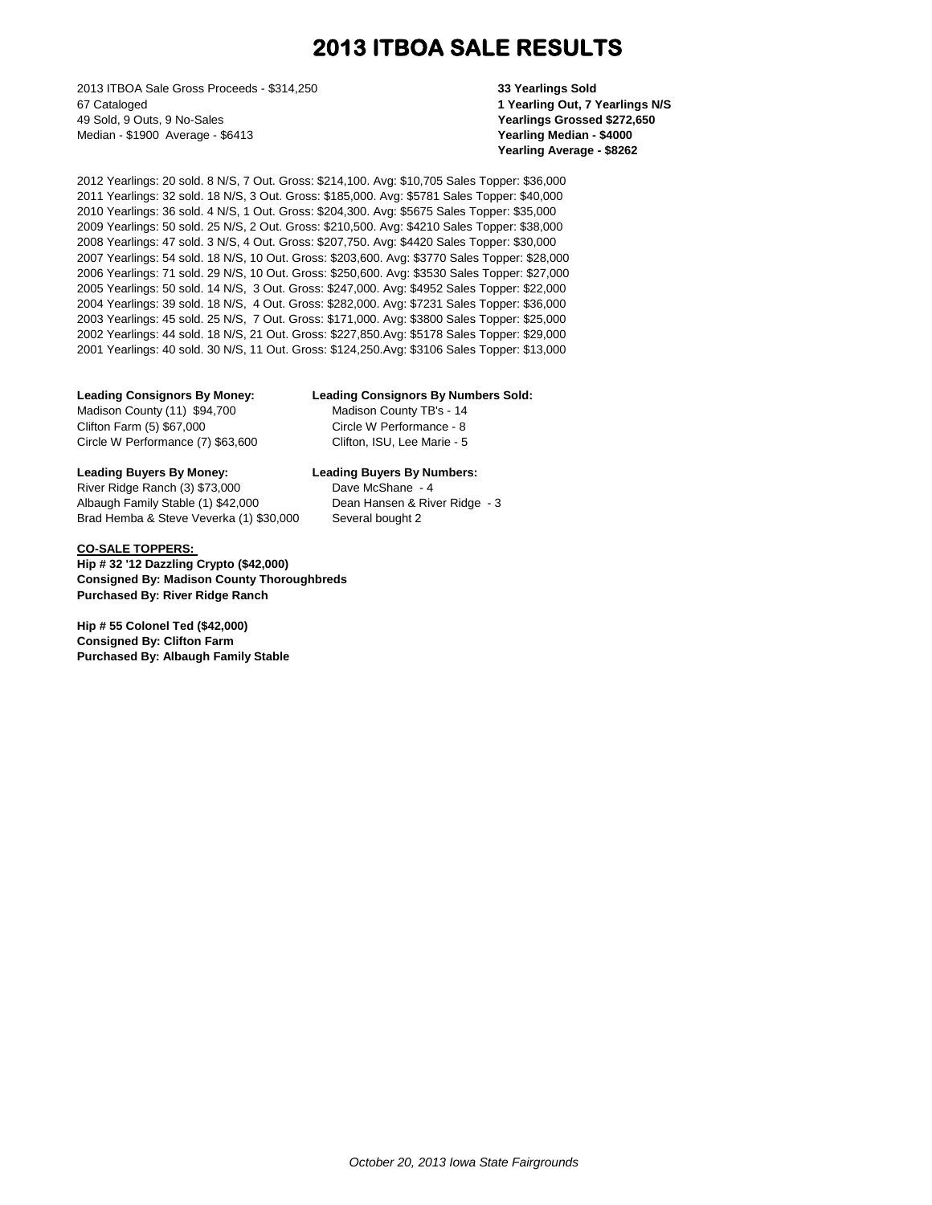# 2013 ITBOA SALE RESULTS

2013 ITBOA Sale Gross Proceeds - $314,250
67 Cataloged
49 Sold, 9 Outs, 9 No-Sales
Median - $1900 Average - $6413

**33 Yearlings Sold**
**1 Yearling Out, 7 Yearlings N/S**
**Yearlings Grossed $272,650**
**Yearling Median - $4000**
**Yearling Average - $8262**

2012 Yearlings: 20 sold. 8 N/S, 7 Out. Gross: $214,100. Avg: $10,705 Sales Topper: $36,000
2011 Yearlings: 32 sold. 18 N/S, 3 Out. Gross: $185,000. Avg: $5781 Sales Topper: $40,000
2010 Yearlings: 36 sold. 4 N/S, 1 Out. Gross: $204,300. Avg: $5675 Sales Topper: $35,000
2009 Yearlings: 50 sold. 25 N/S, 2 Out. Gross: $210,500. Avg: $4210 Sales Topper: $38,000
2008 Yearlings: 47 sold. 3 N/S, 4 Out. Gross: $207,750. Avg: $4420 Sales Topper: $30,000
2007 Yearlings: 54 sold. 18 N/S, 10 Out. Gross: $203,600. Avg: $3770 Sales Topper: $28,000
2006 Yearlings: 71 sold. 29 N/S, 10 Out. Gross: $250,600. Avg: $3530 Sales Topper: $27,000
2005 Yearlings: 50 sold. 14 N/S, 3 Out. Gross: $247,000. Avg: $4952 Sales Topper: $22,000
2004 Yearlings: 39 sold. 18 N/S, 4 Out. Gross: $282,000. Avg: $7231 Sales Topper: $36,000
2003 Yearlings: 45 sold. 25 N/S, 7 Out. Gross: $171,000. Avg: $3800 Sales Topper: $25,000
2002 Yearlings: 44 sold. 18 N/S, 21 Out. Gross: $227,850.Avg: $5178 Sales Topper: $29,000
2001 Yearlings: 40 sold. 30 N/S, 11 Out. Gross: $124,250.Avg: $3106 Sales Topper: $13,000

**Leading Consignors By Money:**
Madison County (11) $94,700
Clifton Farm (5) $67,000
Circle W Performance (7) $63,600

**Leading Consignors By Numbers Sold:**
Madison County TB's - 14
Circle W Performance - 8
Clifton, ISU, Lee Marie - 5

**Leading Buyers By Money:**
River Ridge Ranch (3) $73,000
Albaugh Family Stable (1) $42,000
Brad Hemba & Steve Veverka (1) $30,000

**Leading Buyers By Numbers:**
Dave McShane - 4
Dean Hansen & River Ridge - 3
Several bought 2

**CO-SALE TOPPERS:**

**Hip # 32 '12 Dazzling Crypto ($42,000)**
**Consigned By: Madison County Thoroughbreds**
**Purchased By: River Ridge Ranch**

**Hip # 55 Colonel Ted ($42,000)**
**Consigned By: Clifton Farm**
**Purchased By: Albaugh Family Stable**

*October 20, 2013 Iowa State Fairgrounds*